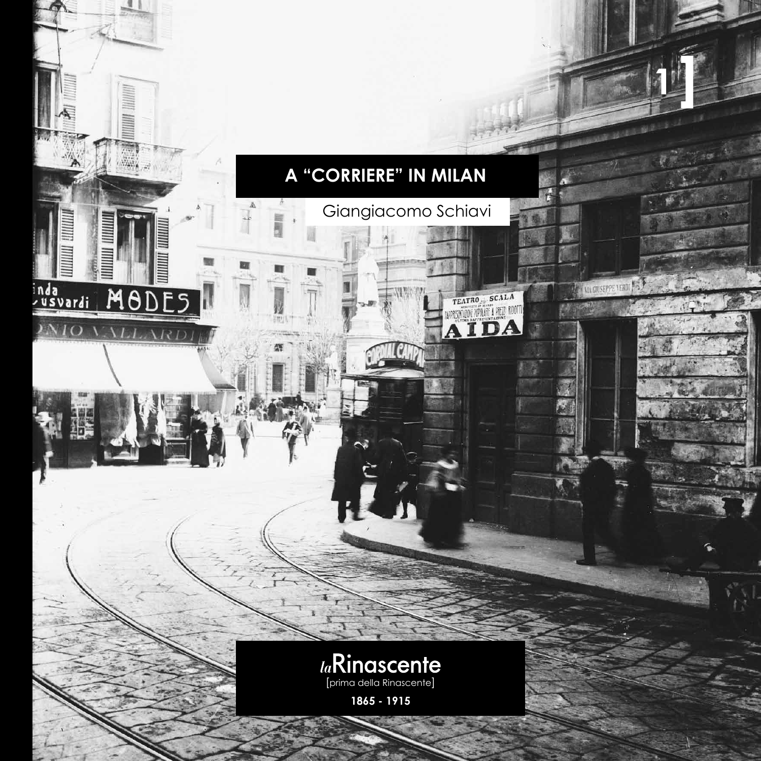# A "CORRIERE" IN MILAN

Giangiacomo Schiavi

*la*Rinascente

[prima della Rinascente]

**1865 - 1915**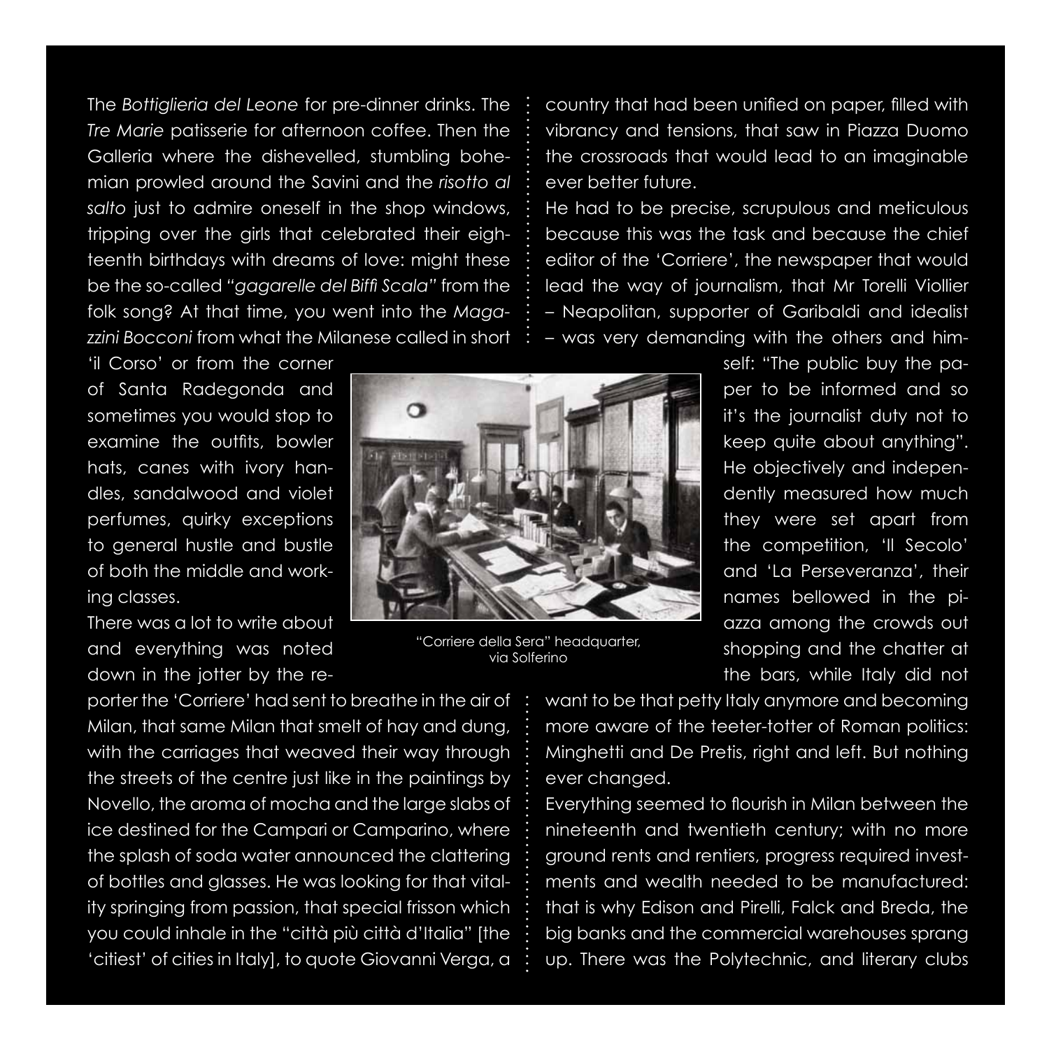The *Bottiglieria del Leone* for pre-dinner drinks. The *Tre Marie* patisserie for afternoon coffee. Then the Galleria where the dishevelled, stumbling bohemian prowled around the Savini and the *risotto al salto* just to admire oneself in the shop windows, tripping over the girls that celebrated their eighteenth birthdays with dreams of love: might these be the so-called *"gagarelle del Biffi Scala"* from the folk song? At that time, you went into the *Magazzini Bocconi* from what the Milanese called in short 'il Corso' or from the corner of Santa Radegonda and sometimes you would stop to examine the outfits, bowler hats, canes with ivory handles, sandalwood and violet perfumes, quirky exceptions to general hustle and bustle of both the middle and working classes.

There was a lot to write about and everything was noted down in the jotter by the reporter the 'Corriere' had sent to breathe in the air of Milan, that same Milan that smelt of hay and dung, with the carriages that weaved their way through the streets of the centre just like in the paintings by Novello, the aroma of mocha and the large slabs of ice destined for the Campari or Camparino, where the splash of soda water announced the clattering of bottles and glasses. He was looking for that vitality springing from passion, that special frisson which you could inhale in the "città più città d'Italia" [the 'citiest' of cities in Italy], to quote Giovanni Verga, a country that had been unified on paper, filled with vibrancy and tensions, that saw in Piazza Duomo the crossroads that would lead to an imaginable ever better future.

He had to be precise, scrupulous and meticulous because this was the task and because the chief editor of the 'Corriere', the newspaper that would lead the way of journalism, that Mr Torelli Viollier – Neapolitan, supporter of Garibaldi and idealist – was very demanding with the others and himself: "The public buy the paper to be informed and so it's the journalist duty not to keep quite about anything". He objectively and independently measured how much they were set apart from the competition, 'Il Secolo' and 'La Perseveranza', their names bellowed in the piazza among the crowds out shopping and the chatter at the bars, while Italy did not want to be that petty Italy anymore and becoming more aware of the teeter-totter of Roman politics: Minghetti and De Pretis, right and left. But nothing ever changed.

"Corriere della Sera" headquarter, via Solferino

Everything seemed to flourish in Milan between the nineteenth and twentieth century; with no more ground rents and rentiers, progress required investments and wealth needed to be manufactured: that is why Edison and Pirelli, Falck and Breda, the big banks and the commercial warehouses sprang up. There was the Polytechnic, and literary clubs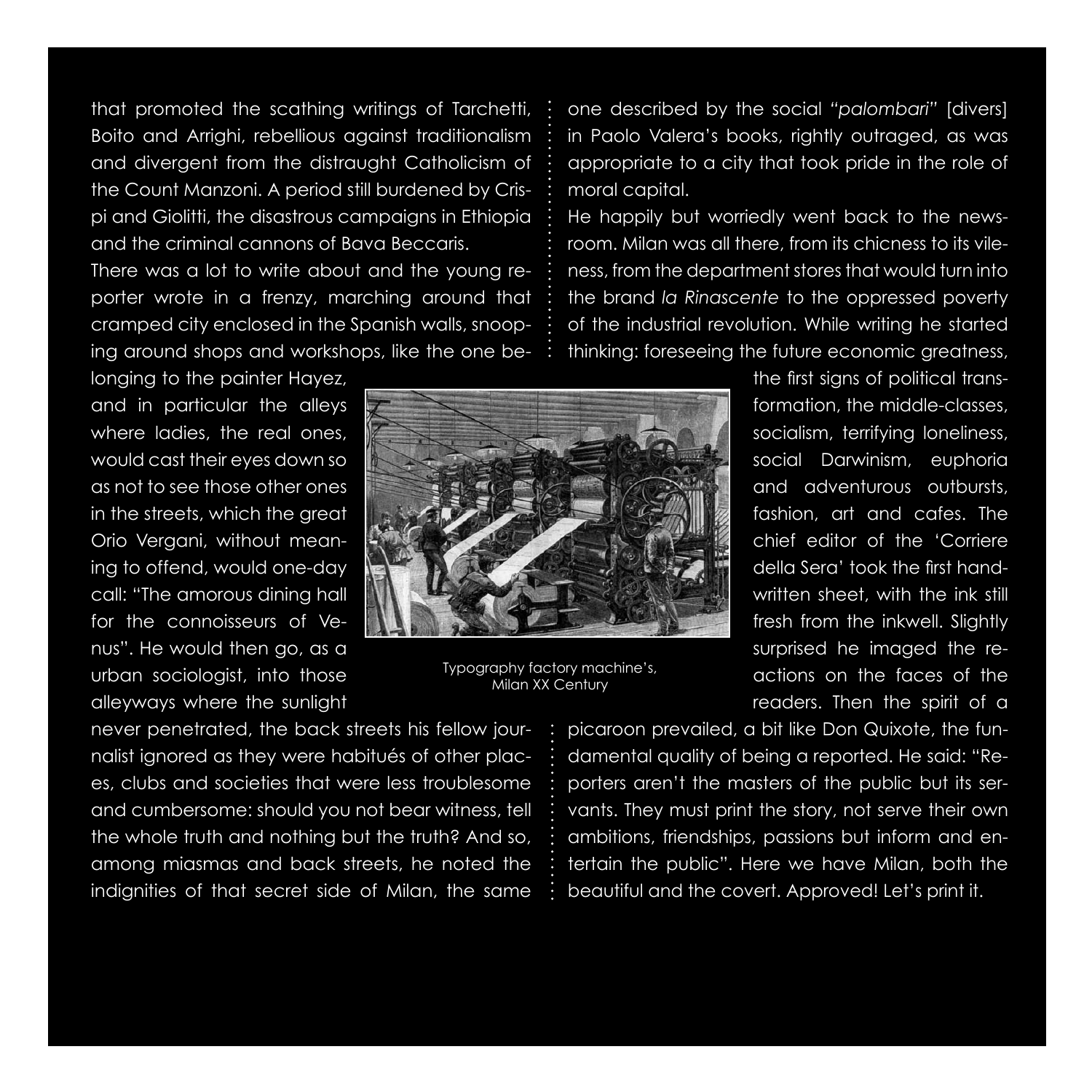that promoted the scathing writings of Tarchetti, Boito and Arrighi, rebellious against traditionalism and divergent from the distraught Catholicism of the Count Manzoni. A period still burdened by Crispi and Giolitti, the disastrous campaigns in Ethiopia and the criminal cannons of Bava Beccaris.

There was a lot to write about and the young reporter wrote in a frenzy, marching around that cramped city enclosed in the Spanish walls, snooping around shops and workshops, like the one belonging to the painter Hayez, and in particular the alleys where ladies, the real ones, would cast their eyes down so as not to see those other ones in the streets, which the great Orio Vergani, without meaning to offend, would one-day call: "The amorous dining hall for the connoisseurs of Venus". He would then go, as a urban sociologist, into those alleyways where the sunlight never penetrated, the back streets his fellow journalist ignored as they were habitués of other places, clubs and societies that were less troublesome and cumbersome: should you not bear witness, tell the whole truth and nothing but the truth? And so, among miasmas and back streets, he noted the indignities of that secret side of Milan, the same one described by the social "*palombari*" [divers] in Paolo Valera's books, rightly outraged, as was appropriate to a city that took pride in the role of moral capital.

He happily but worriedly went back to the newsroom. Milan was all there, from its chicness to its vileness, from the department stores that would turn into the brand *la Rinascente* to the oppressed poverty of the industrial revolution. While writing he started thinking: foreseeing the future economic greatness, the first signs of political transformation, the middle-classes, socialism, terrifying loneliness, social Darwinism, euphoria and adventurous outbursts, fashion, art and cafes. The chief editor of the 'Corriere della Sera' took the first handwritten sheet, with the ink still fresh from the inkwell. Slightly surprised he imaged the reactions on the faces of the readers. Then the spirit of a picaroon prevailed, a bit like Don Quixote, the fundamental quality of being a reported. He said: "Reporters aren't the masters of the public but its servants. They must print the story, not serve their own ambitions, friendships, passions but inform and entertain the public". Here we have Milan, both the beautiful and the covert. Approved! Let's print it.

Typography factory machine's, Milan XX Century